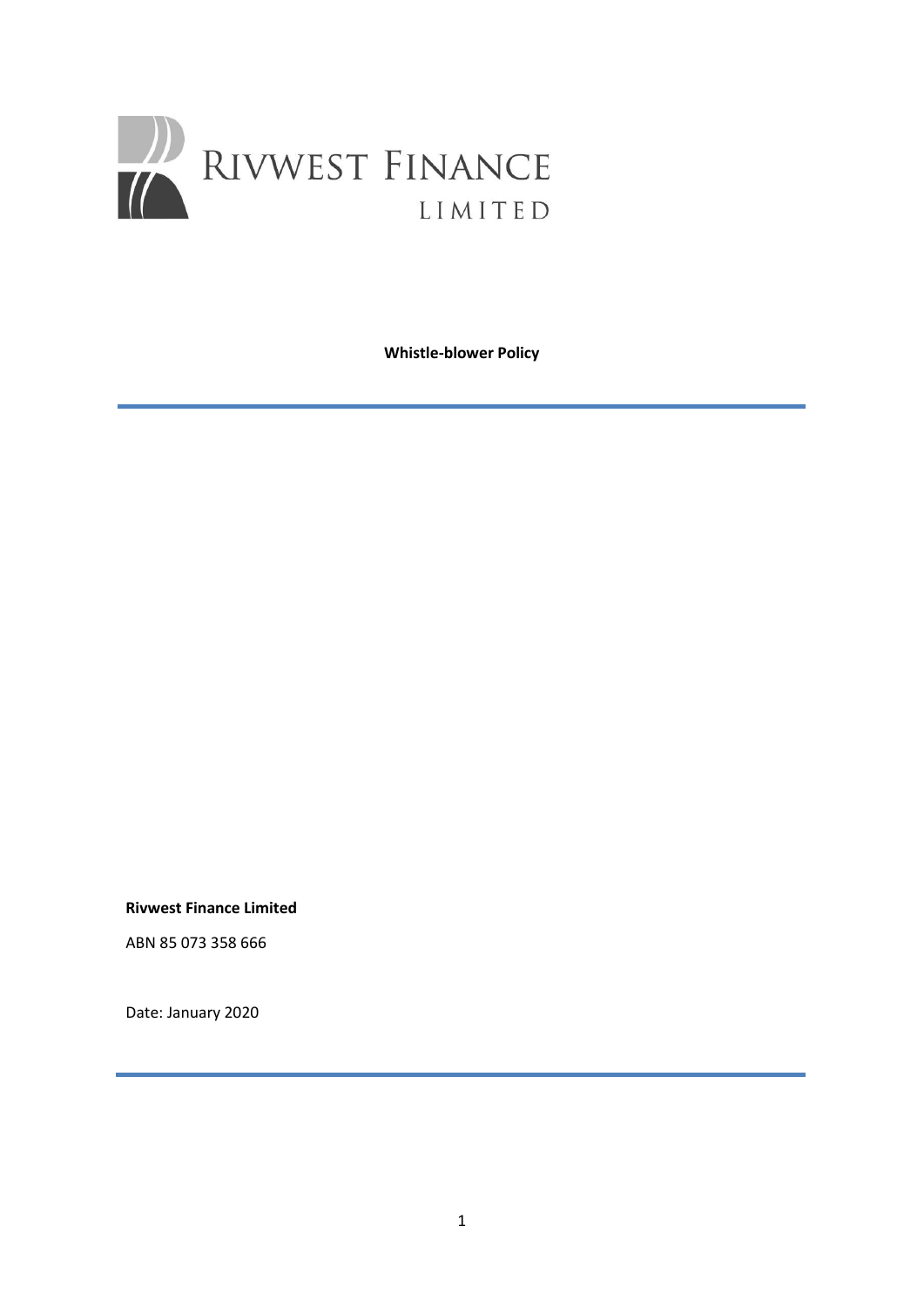RIVWEST FINANCE LIMITED

# Whistle-blower Policy

**Rivwest Finance Limited**

ABN 85 073 358 666

Date: January 2020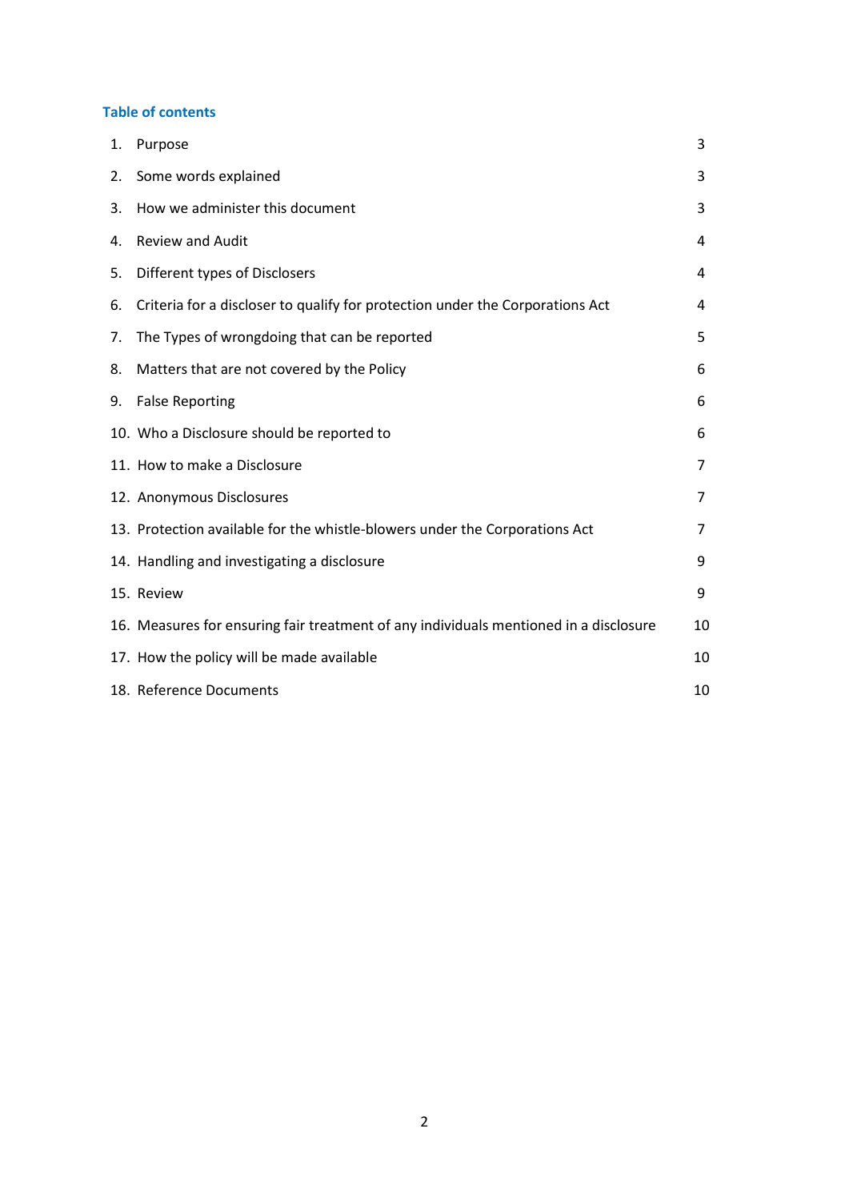## Table of contents

| | | |
|---|---|---|
| 1. | Purpose | 3 |
| 2. | Some words explained | 3 |
| 3. | How we administer this document | 3 |
| 4. | Review and Audit | 4 |
| 5. | Different types of Disclosers | 4 |
| 6. | Criteria for a discloser to qualify for protection under the Corporations Act | 4 |
| 7. | The Types of wrongdoing that can be reported | 5 |
| 8. | Matters that are not covered by the Policy | 6 |
| 9. | False Reporting | 6 |
| 10. | Who a Disclosure should be reported to | 6 |
| 11. | How to make a Disclosure | 7 |
| 12. | Anonymous Disclosures | 7 |
| 13. | Protection available for the whistle-blowers under the Corporations Act | 7 |
| 14. | Handling and investigating a disclosure | 9 |
| 15. | Review | 9 |
| 16. | Measures for ensuring fair treatment of any individuals mentioned in a disclosure | 10 |
| 17. | How the policy will be made available | 10 |
| 18. | Reference Documents | 10 |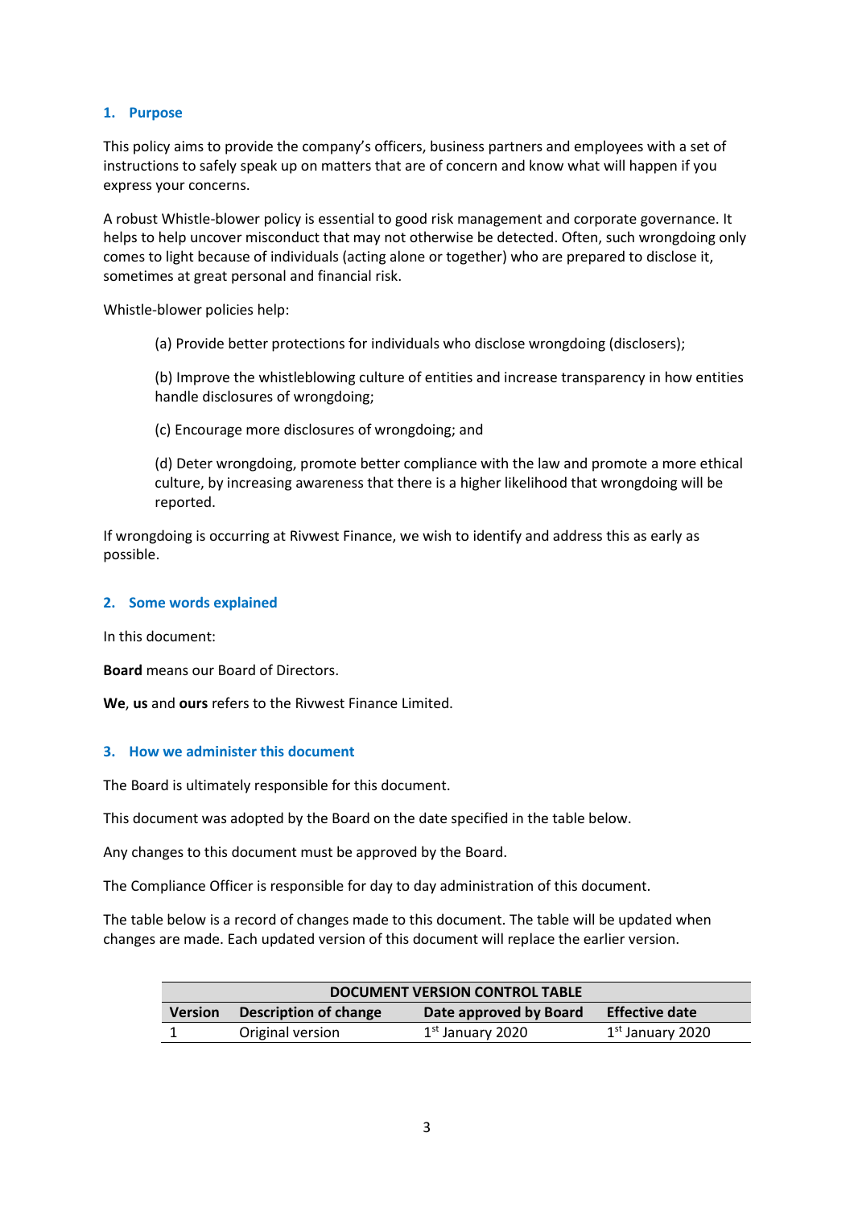## 1. Purpose

This policy aims to provide the company's officers, business partners and employees with a set of instructions to safely speak up on matters that are of concern and know what will happen if you express your concerns.

A robust Whistle-blower policy is essential to good risk management and corporate governance. It helps to help uncover misconduct that may not otherwise be detected. Often, such wrongdoing only comes to light because of individuals (acting alone or together) who are prepared to disclose it, sometimes at great personal and financial risk.

Whistle-blower policies help:

(a) Provide better protections for individuals who disclose wrongdoing (disclosers);

(b) Improve the whistleblowing culture of entities and increase transparency in how entities handle disclosures of wrongdoing;

(c) Encourage more disclosures of wrongdoing; and

(d) Deter wrongdoing, promote better compliance with the law and promote a more ethical culture, by increasing awareness that there is a higher likelihood that wrongdoing will be reported.

If wrongdoing is occurring at Rivwest Finance, we wish to identify and address this as early as possible.

## 2. Some words explained

In this document:

**Board** means our Board of Directors.

**We**, **us** and **ours** refers to the Rivwest Finance Limited.

## 3. How we administer this document

The Board is ultimately responsible for this document.

This document was adopted by the Board on the date specified in the table below.

Any changes to this document must be approved by the Board.

The Compliance Officer is responsible for day to day administration of this document.

The table below is a record of changes made to this document. The table will be updated when changes are made. Each updated version of this document will replace the earlier version.

| **DOCUMENT VERSION CONTROL TABLE** | | | |
|---|---|---|---|
| **Version** | **Description of change** | **Date approved by Board** | **Effective date** |
| 1 | Original version | 1st January 2020 | 1st January 2020 |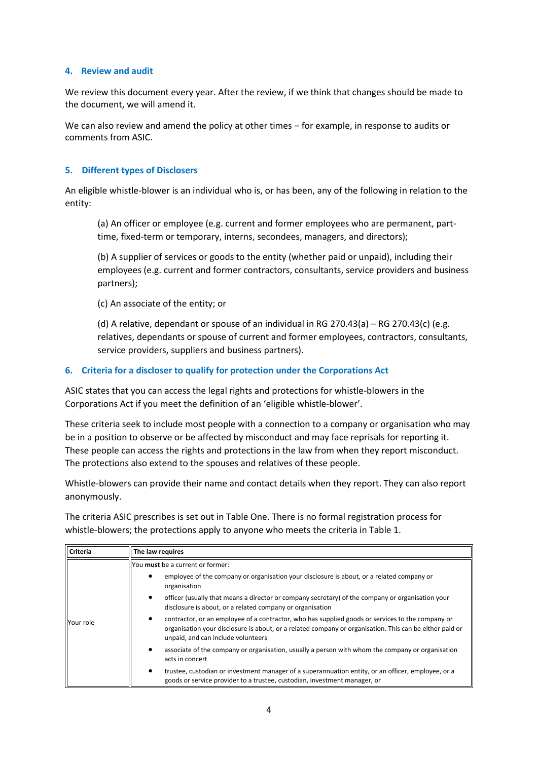## 4. Review and audit

We review this document every year. After the review, if we think that changes should be made to the document, we will amend it.

We can also review and amend the policy at other times – for example, in response to audits or comments from ASIC.

## 5. Different types of Disclosers

An eligible whistle-blower is an individual who is, or has been, any of the following in relation to the entity:

(a) An officer or employee (e.g. current and former employees who are permanent, part-time, fixed-term or temporary, interns, secondees, managers, and directors);

(b) A supplier of services or goods to the entity (whether paid or unpaid), including their employees (e.g. current and former contractors, consultants, service providers and business partners);

(c) An associate of the entity; or

(d) A relative, dependant or spouse of an individual in RG 270.43(a) – RG 270.43(c) (e.g. relatives, dependants or spouse of current and former employees, contractors, consultants, service providers, suppliers and business partners).

## 6. Criteria for a discloser to qualify for protection under the Corporations Act

ASIC states that you can access the legal rights and protections for whistle-blowers in the Corporations Act if you meet the definition of an 'eligible whistle-blower'.

These criteria seek to include most people with a connection to a company or organisation who may be in a position to observe or be affected by misconduct and may face reprisals for reporting it. These people can access the rights and protections in the law from when they report misconduct. The protections also extend to the spouses and relatives of these people.

Whistle-blowers can provide their name and contact details when they report. They can also report anonymously.

The criteria ASIC prescribes is set out in Table One. There is no formal registration process for whistle-blowers; the protections apply to anyone who meets the criteria in Table 1.

| Criteria | The law requires |
|---|---|
| Your role | You **must** be a current or former:<br>• employee of the company or organisation your disclosure is about, or a related company or organisation<br>• officer (usually that means a director or company secretary) of the company or organisation your disclosure is about, or a related company or organisation<br>• contractor, or an employee of a contractor, who has supplied goods or services to the company or organisation your disclosure is about, or a related company or organisation. This can be either paid or unpaid, and can include volunteers<br>• associate of the company or organisation, usually a person with whom the company or organisation acts in concert<br>• trustee, custodian or investment manager of a superannuation entity, or an officer, employee, or a goods or service provider to a trustee, custodian, investment manager, or |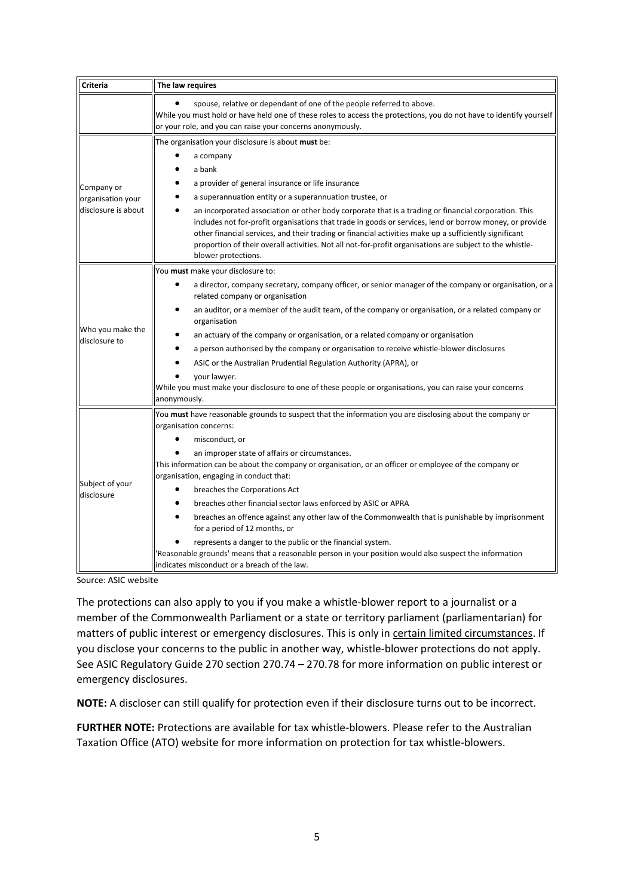| Criteria | The law requires |
| --- | --- |
| | • spouse, relative or dependant of one of the people referred to above.<br>While you must hold or have held one of these roles to access the protections, you do not have to identify yourself or your role, and you can raise your concerns anonymously. |
| Company or organisation your disclosure is about | The organisation your disclosure is about **must** be:<br>• a company<br>• a bank<br>• a provider of general insurance or life insurance<br>• a superannuation entity or a superannuation trustee, or<br>• an incorporated association or other body corporate that is a trading or financial corporation. This includes not for-profit organisations that trade in goods or services, lend or borrow money, or provide other financial services, and their trading or financial activities make up a sufficiently significant proportion of their overall activities. Not all not-for-profit organisations are subject to the whistle-blower protections. |
| Who you make the disclosure to | You **must** make your disclosure to:<br>• a director, company secretary, company officer, or senior manager of the company or organisation, or a related company or organisation<br>• an auditor, or a member of the audit team, of the company or organisation, or a related company or organisation<br>• an actuary of the company or organisation, or a related company or organisation<br>• a person authorised by the company or organisation to receive whistle-blower disclosures<br>• ASIC or the Australian Prudential Regulation Authority (APRA), or<br>• your lawyer.<br>While you must make your disclosure to one of these people or organisations, you can raise your concerns anonymously. |
| Subject of your disclosure | You **must** have reasonable grounds to suspect that the information you are disclosing about the company or organisation concerns:<br>• misconduct, or<br>• an improper state of affairs or circumstances.<br>This information can be about the company or organisation, or an officer or employee of the company or organisation, engaging in conduct that:<br>• breaches the Corporations Act<br>• breaches other financial sector laws enforced by ASIC or APRA<br>• breaches an offence against any other law of the Commonwealth that is punishable by imprisonment for a period of 12 months, or<br>• represents a danger to the public or the financial system.<br>'Reasonable grounds' means that a reasonable person in your position would also suspect the information indicates misconduct or a breach of the law. |

Source: ASIC website

The protections can also apply to you if you make a whistle-blower report to a journalist or a member of the Commonwealth Parliament or a state or territory parliament (parliamentarian) for matters of public interest or emergency disclosures. This is only in certain limited circumstances. If you disclose your concerns to the public in another way, whistle-blower protections do not apply. See ASIC Regulatory Guide 270 section 270.74 – 270.78 for more information on public interest or emergency disclosures.

**NOTE:** A discloser can still qualify for protection even if their disclosure turns out to be incorrect.

**FURTHER NOTE:** Protections are available for tax whistle-blowers. Please refer to the Australian Taxation Office (ATO) website for more information on protection for tax whistle-blowers.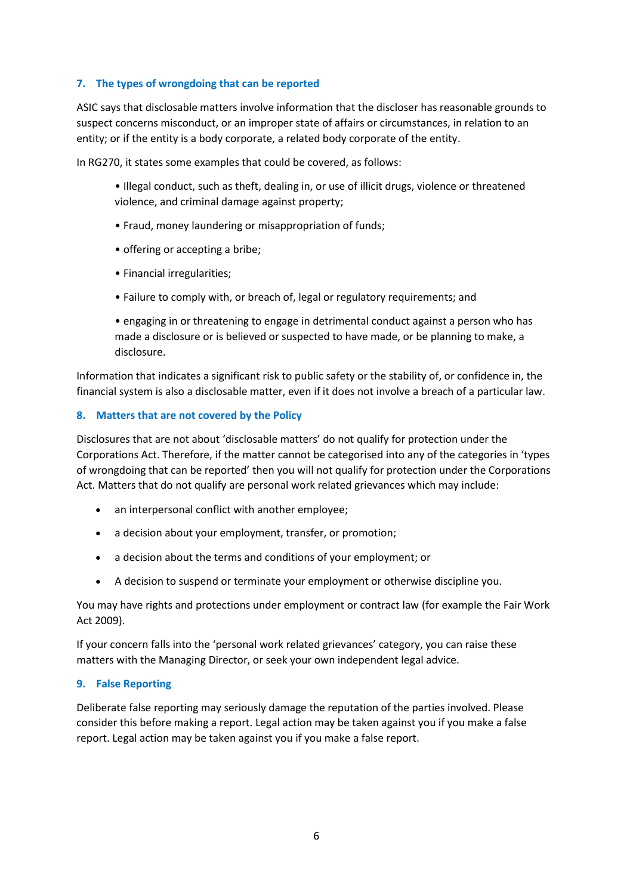## 7. The types of wrongdoing that can be reported

ASIC says that disclosable matters involve information that the discloser has reasonable grounds to suspect concerns misconduct, or an improper state of affairs or circumstances, in relation to an entity; or if the entity is a body corporate, a related body corporate of the entity.

In RG270, it states some examples that could be covered, as follows:

- Illegal conduct, such as theft, dealing in, or use of illicit drugs, violence or threatened violence, and criminal damage against property;
- Fraud, money laundering or misappropriation of funds;
- offering or accepting a bribe;
- Financial irregularities;
- Failure to comply with, or breach of, legal or regulatory requirements; and
- engaging in or threatening to engage in detrimental conduct against a person who has made a disclosure or is believed or suspected to have made, or be planning to make, a disclosure.

Information that indicates a significant risk to public safety or the stability of, or confidence in, the financial system is also a disclosable matter, even if it does not involve a breach of a particular law.

## 8. Matters that are not covered by the Policy

Disclosures that are not about 'disclosable matters' do not qualify for protection under the Corporations Act. Therefore, if the matter cannot be categorised into any of the categories in 'types of wrongdoing that can be reported' then you will not qualify for protection under the Corporations Act. Matters that do not qualify are personal work related grievances which may include:

- an interpersonal conflict with another employee;
- a decision about your employment, transfer, or promotion;
- a decision about the terms and conditions of your employment; or
- A decision to suspend or terminate your employment or otherwise discipline you.

You may have rights and protections under employment or contract law (for example the Fair Work Act 2009).

If your concern falls into the 'personal work related grievances' category, you can raise these matters with the Managing Director, or seek your own independent legal advice.

## 9. False Reporting

Deliberate false reporting may seriously damage the reputation of the parties involved. Please consider this before making a report. Legal action may be taken against you if you make a false report. Legal action may be taken against you if you make a false report.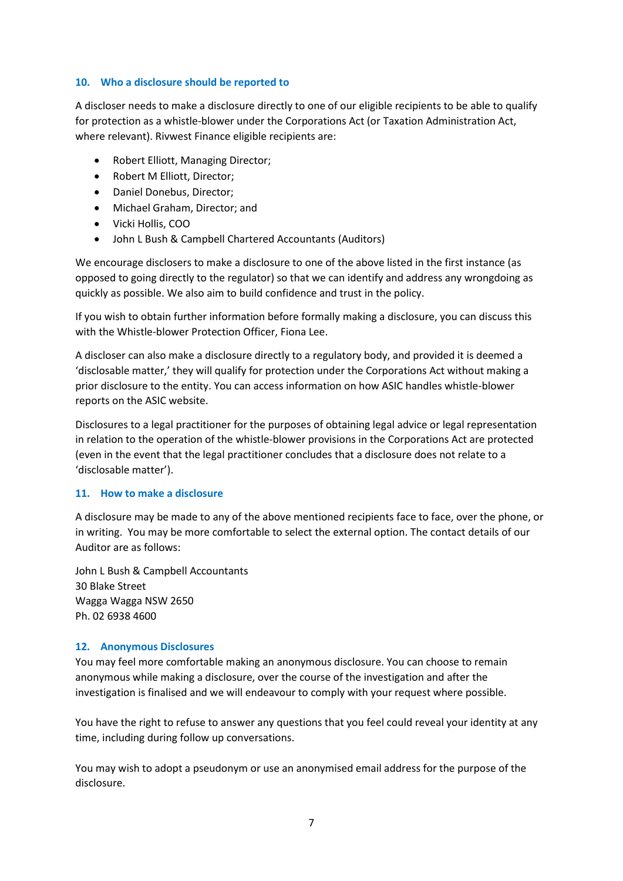## 10. Who a disclosure should be reported to

A discloser needs to make a disclosure directly to one of our eligible recipients to be able to qualify for protection as a whistle-blower under the Corporations Act (or Taxation Administration Act, where relevant). Rivwest Finance eligible recipients are:

- Robert Elliott, Managing Director;
- Robert M Elliott, Director;
- Daniel Donebus, Director;
- Michael Graham, Director; and
- Vicki Hollis, COO
- John L Bush & Campbell Chartered Accountants (Auditors)

We encourage disclosers to make a disclosure to one of the above listed in the first instance (as opposed to going directly to the regulator) so that we can identify and address any wrongdoing as quickly as possible. We also aim to build confidence and trust in the policy.

If you wish to obtain further information before formally making a disclosure, you can discuss this with the Whistle-blower Protection Officer, Fiona Lee.

A discloser can also make a disclosure directly to a regulatory body, and provided it is deemed a 'disclosable matter,' they will qualify for protection under the Corporations Act without making a prior disclosure to the entity. You can access information on how ASIC handles whistle-blower reports on the ASIC website.

Disclosures to a legal practitioner for the purposes of obtaining legal advice or legal representation in relation to the operation of the whistle-blower provisions in the Corporations Act are protected (even in the event that the legal practitioner concludes that a disclosure does not relate to a 'disclosable matter').

## 11. How to make a disclosure

A disclosure may be made to any of the above mentioned recipients face to face, over the phone, or in writing. You may be more comfortable to select the external option. The contact details of our Auditor are as follows:

John L Bush & Campbell Accountants
30 Blake Street
Wagga Wagga NSW 2650
Ph. 02 6938 4600

## 12. Anonymous Disclosures

You may feel more comfortable making an anonymous disclosure. You can choose to remain anonymous while making a disclosure, over the course of the investigation and after the investigation is finalised and we will endeavour to comply with your request where possible.

You have the right to refuse to answer any questions that you feel could reveal your identity at any time, including during follow up conversations.

You may wish to adopt a pseudonym or use an anonymised email address for the purpose of the disclosure.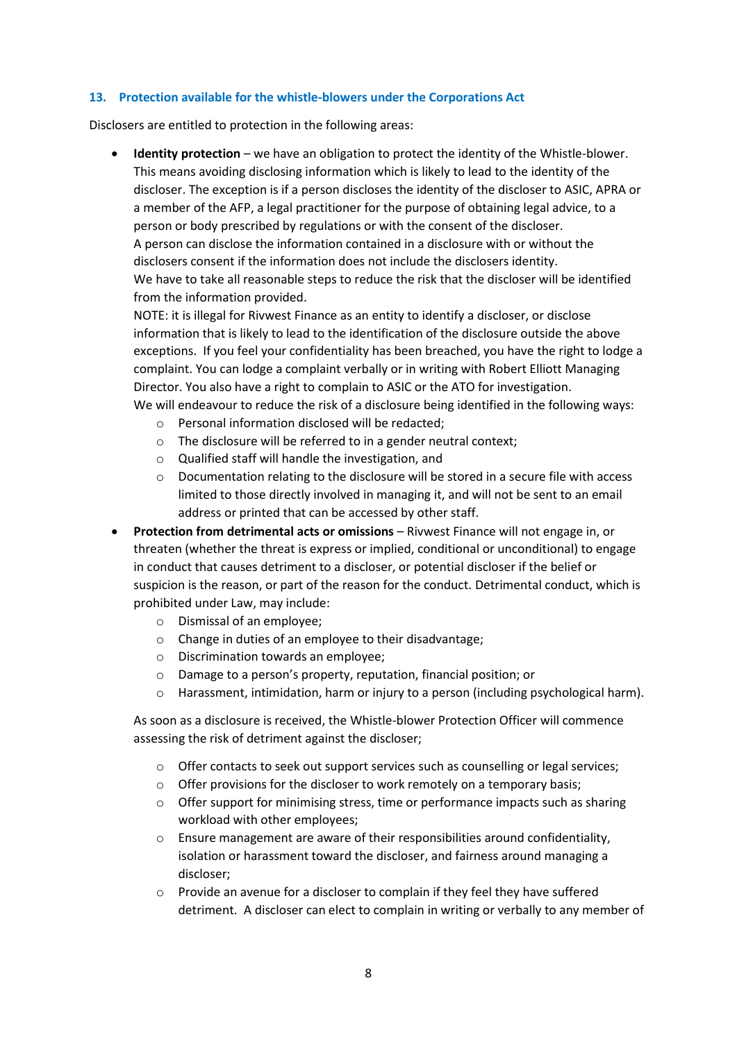### 13. Protection available for the whistle-blowers under the Corporations Act

Disclosers are entitled to protection in the following areas:

- **Identity protection** – we have an obligation to protect the identity of the Whistle-blower. This means avoiding disclosing information which is likely to lead to the identity of the discloser. The exception is if a person discloses the identity of the discloser to ASIC, APRA or a member of the AFP, a legal practitioner for the purpose of obtaining legal advice, to a person or body prescribed by regulations or with the consent of the discloser.
  A person can disclose the information contained in a disclosure with or without the disclosers consent if the information does not include the disclosers identity.
  We have to take all reasonable steps to reduce the risk that the discloser will be identified from the information provided.
  NOTE: it is illegal for Rivwest Finance as an entity to identify a discloser, or disclose information that is likely to lead to the identification of the disclosure outside the above exceptions. If you feel your confidentiality has been breached, you have the right to lodge a complaint. You can lodge a complaint verbally or in writing with Robert Elliott Managing Director. You also have a right to complain to ASIC or the ATO for investigation.
  We will endeavour to reduce the risk of a disclosure being identified in the following ways:
  - Personal information disclosed will be redacted;
  - The disclosure will be referred to in a gender neutral context;
  - Qualified staff will handle the investigation, and
  - Documentation relating to the disclosure will be stored in a secure file with access limited to those directly involved in managing it, and will not be sent to an email address or printed that can be accessed by other staff.
- **Protection from detrimental acts or omissions** – Rivwest Finance will not engage in, or threaten (whether the threat is express or implied, conditional or unconditional) to engage in conduct that causes detriment to a discloser, or potential discloser if the belief or suspicion is the reason, or part of the reason for the conduct. Detrimental conduct, which is prohibited under Law, may include:
  - Dismissal of an employee;
  - Change in duties of an employee to their disadvantage;
  - Discrimination towards an employee;
  - Damage to a person's property, reputation, financial position; or
  - Harassment, intimidation, harm or injury to a person (including psychological harm).

  As soon as a disclosure is received, the Whistle-blower Protection Officer will commence assessing the risk of detriment against the discloser;

  - Offer contacts to seek out support services such as counselling or legal services;
  - Offer provisions for the discloser to work remotely on a temporary basis;
  - Offer support for minimising stress, time or performance impacts such as sharing workload with other employees;
  - Ensure management are aware of their responsibilities around confidentiality, isolation or harassment toward the discloser, and fairness around managing a discloser;
  - Provide an avenue for a discloser to complain if they feel they have suffered detriment. A discloser can elect to complain in writing or verbally to any member of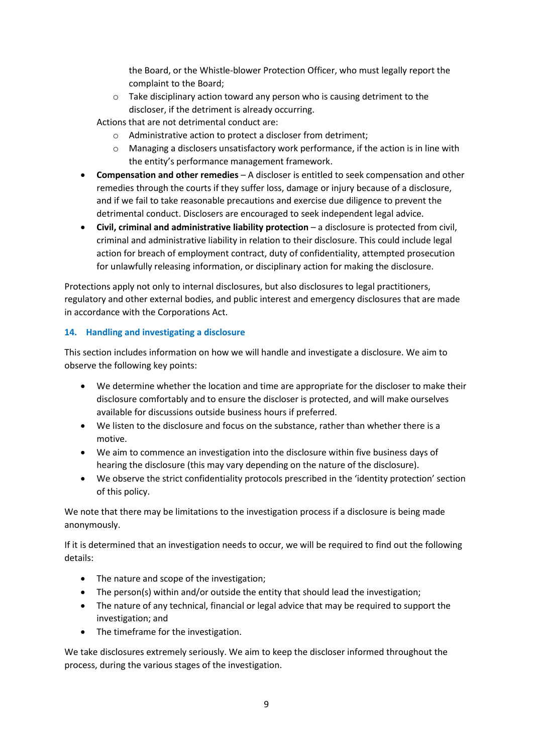the Board, or the Whistle-blower Protection Officer, who must legally report the complaint to the Board;
    - Take disciplinary action toward any person who is causing detriment to the discloser, if the detriment is already occurring.

  Actions that are not detrimental conduct are:
    - Administrative action to protect a discloser from detriment;
    - Managing a disclosers unsatisfactory work performance, if the action is in line with the entity's performance management framework.
- **Compensation and other remedies** – A discloser is entitled to seek compensation and other remedies through the courts if they suffer loss, damage or injury because of a disclosure, and if we fail to take reasonable precautions and exercise due diligence to prevent the detrimental conduct. Disclosers are encouraged to seek independent legal advice.
- **Civil, criminal and administrative liability protection** – a disclosure is protected from civil, criminal and administrative liability in relation to their disclosure. This could include legal action for breach of employment contract, duty of confidentiality, attempted prosecution for unlawfully releasing information, or disciplinary action for making the disclosure.

Protections apply not only to internal disclosures, but also disclosures to legal practitioners, regulatory and other external bodies, and public interest and emergency disclosures that are made in accordance with the Corporations Act.

## 14. Handling and investigating a disclosure

This section includes information on how we will handle and investigate a disclosure. We aim to observe the following key points:

- We determine whether the location and time are appropriate for the discloser to make their disclosure comfortably and to ensure the discloser is protected, and will make ourselves available for discussions outside business hours if preferred.
- We listen to the disclosure and focus on the substance, rather than whether there is a motive.
- We aim to commence an investigation into the disclosure within five business days of hearing the disclosure (this may vary depending on the nature of the disclosure).
- We observe the strict confidentiality protocols prescribed in the 'identity protection' section of this policy.

We note that there may be limitations to the investigation process if a disclosure is being made anonymously.

If it is determined that an investigation needs to occur, we will be required to find out the following details:

- The nature and scope of the investigation;
- The person(s) within and/or outside the entity that should lead the investigation;
- The nature of any technical, financial or legal advice that may be required to support the investigation; and
- The timeframe for the investigation.

We take disclosures extremely seriously. We aim to keep the discloser informed throughout the process, during the various stages of the investigation.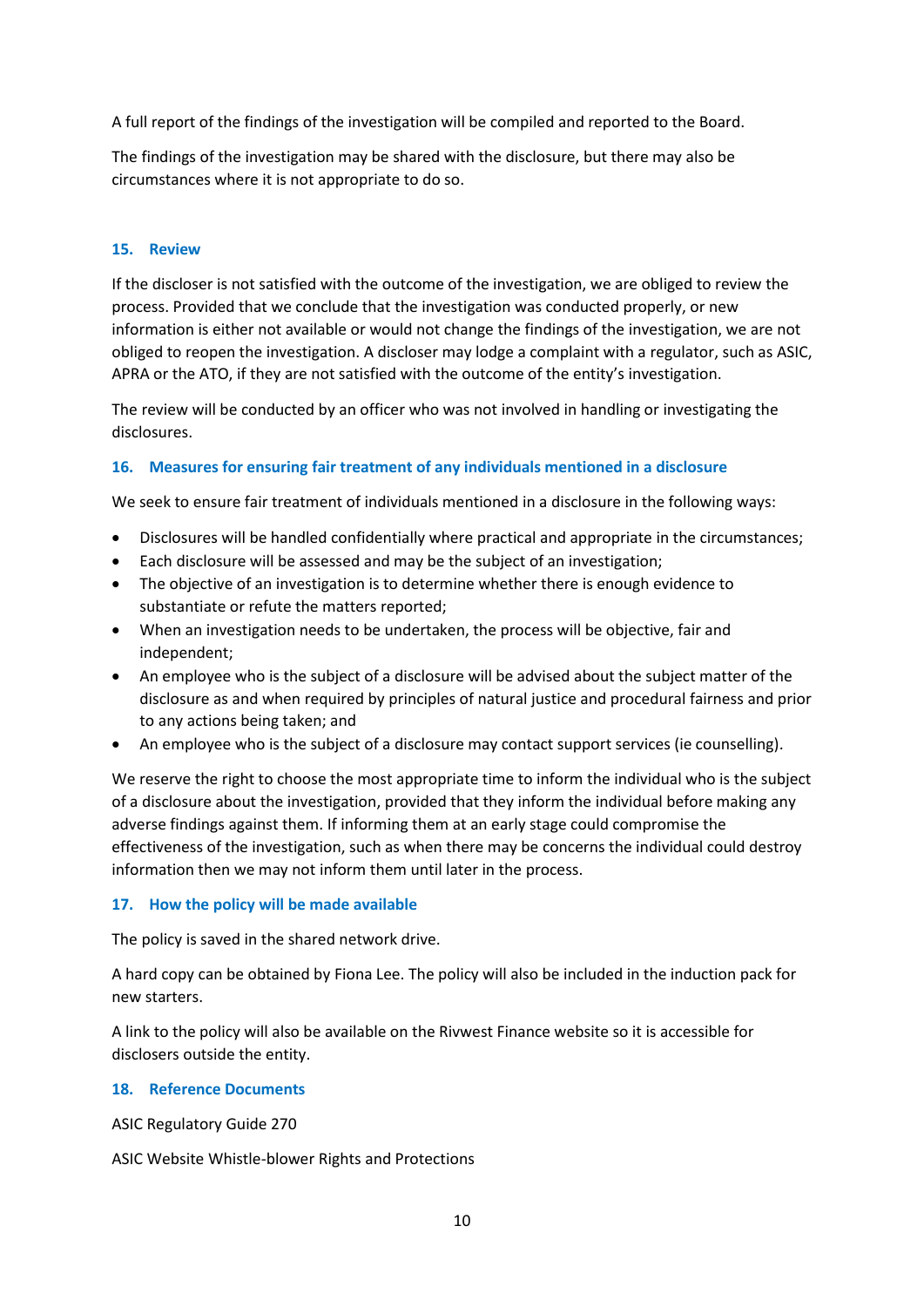A full report of the findings of the investigation will be compiled and reported to the Board.

The findings of the investigation may be shared with the disclosure, but there may also be circumstances where it is not appropriate to do so.

## 15. Review

If the discloser is not satisfied with the outcome of the investigation, we are obliged to review the process. Provided that we conclude that the investigation was conducted properly, or new information is either not available or would not change the findings of the investigation, we are not obliged to reopen the investigation. A discloser may lodge a complaint with a regulator, such as ASIC, APRA or the ATO, if they are not satisfied with the outcome of the entity's investigation.

The review will be conducted by an officer who was not involved in handling or investigating the disclosures.

## 16. Measures for ensuring fair treatment of any individuals mentioned in a disclosure

We seek to ensure fair treatment of individuals mentioned in a disclosure in the following ways:

- Disclosures will be handled confidentially where practical and appropriate in the circumstances;
- Each disclosure will be assessed and may be the subject of an investigation;
- The objective of an investigation is to determine whether there is enough evidence to substantiate or refute the matters reported;
- When an investigation needs to be undertaken, the process will be objective, fair and independent;
- An employee who is the subject of a disclosure will be advised about the subject matter of the disclosure as and when required by principles of natural justice and procedural fairness and prior to any actions being taken; and
- An employee who is the subject of a disclosure may contact support services (ie counselling).

We reserve the right to choose the most appropriate time to inform the individual who is the subject of a disclosure about the investigation, provided that they inform the individual before making any adverse findings against them. If informing them at an early stage could compromise the effectiveness of the investigation, such as when there may be concerns the individual could destroy information then we may not inform them until later in the process.

## 17. How the policy will be made available

The policy is saved in the shared network drive.

A hard copy can be obtained by Fiona Lee. The policy will also be included in the induction pack for new starters.

A link to the policy will also be available on the Rivwest Finance website so it is accessible for disclosers outside the entity.

## 18. Reference Documents

ASIC Regulatory Guide 270

ASIC Website Whistle-blower Rights and Protections